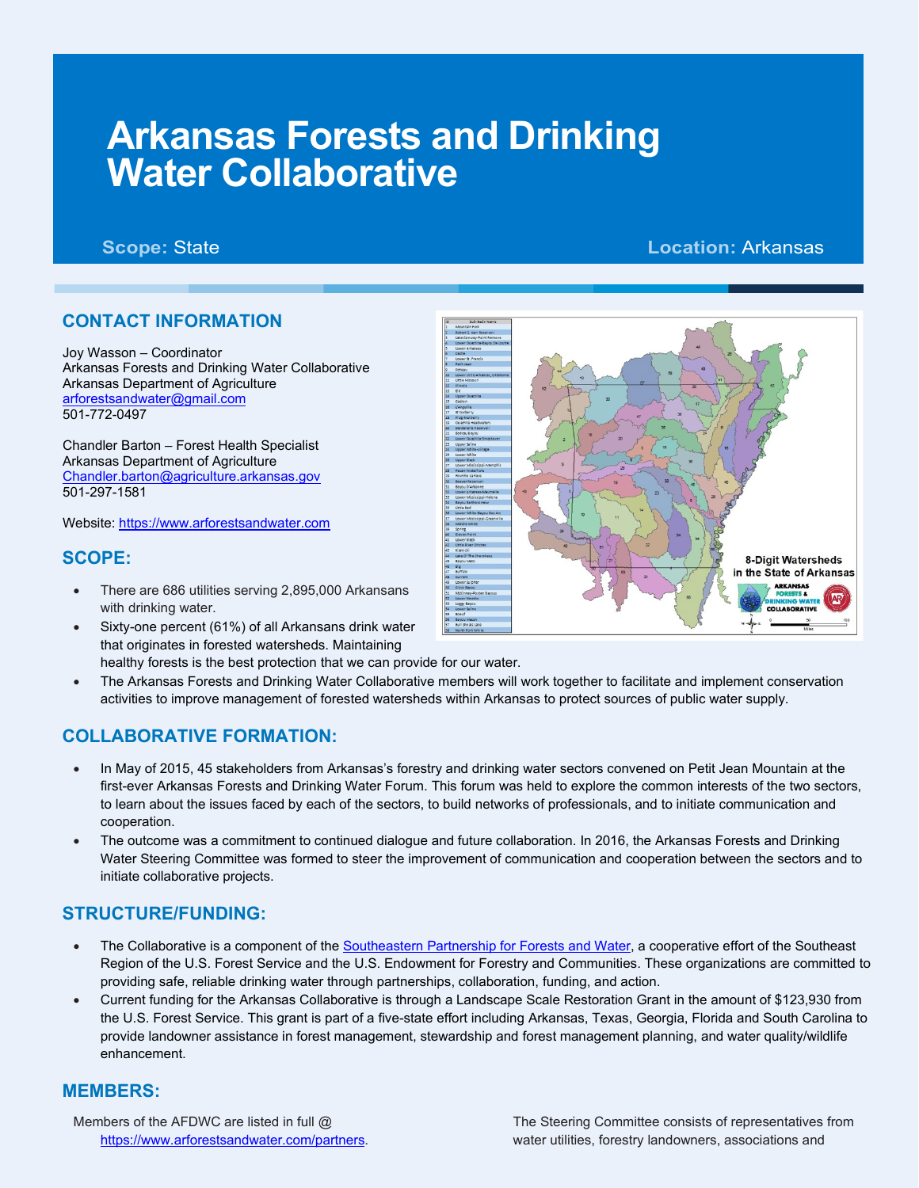# Arkansas Forests and Drinking Water Collaborative

**Scope:** State **Location:** Arkansas

## CONTACT INFORMATION

Joy Wasson – Coordinator
Arkansas Forests and Drinking Water Collaborative
Arkansas Department of Agriculture
arforestsandwater@gmail.com
501-772-0497

Chandler Barton – Forest Health Specialist
Arkansas Department of Agriculture
Chandler.barton@agriculture.arkansas.gov
501-297-1581

Website: https://www.arforestsandwater.com

## SCOPE:

- There are 686 utilities serving 2,895,000 Arkansans with drinking water.
- Sixty-one percent (61%) of all Arkansans drink water that originates in forested watersheds. Maintaining healthy forests is the best protection that we can provide for our water.
- The Arkansas Forests and Drinking Water Collaborative members will work together to facilitate and implement conservation activities to improve management of forested watersheds within Arkansas to protect sources of public water supply.

## COLLABORATIVE FORMATION:

- In May of 2015, 45 stakeholders from Arkansas's forestry and drinking water sectors convened on Petit Jean Mountain at the first-ever Arkansas Forests and Drinking Water Forum. This forum was held to explore the common interests of the two sectors, to learn about the issues faced by each of the sectors, to build networks of professionals, and to initiate communication and cooperation.
- The outcome was a commitment to continued dialogue and future collaboration. In 2016, the Arkansas Forests and Drinking Water Steering Committee was formed to steer the improvement of communication and cooperation between the sectors and to initiate collaborative projects.

## STRUCTURE/FUNDING:

- The Collaborative is a component of the Southeastern Partnership for Forests and Water, a cooperative effort of the Southeast Region of the U.S. Forest Service and the U.S. Endowment for Forestry and Communities. These organizations are committed to providing safe, reliable drinking water through partnerships, collaboration, funding, and action.
- Current funding for the Arkansas Collaborative is through a Landscape Scale Restoration Grant in the amount of $123,930 from the U.S. Forest Service. This grant is part of a five-state effort including Arkansas, Texas, Georgia, Florida and South Carolina to provide landowner assistance in forest management, stewardship and forest management planning, and water quality/wildlife enhancement.

## MEMBERS:

Members of the AFDWC are listed in full @ https://www.arforestsandwater.com/partners.

The Steering Committee consists of representatives from water utilities, forestry landowners, associations and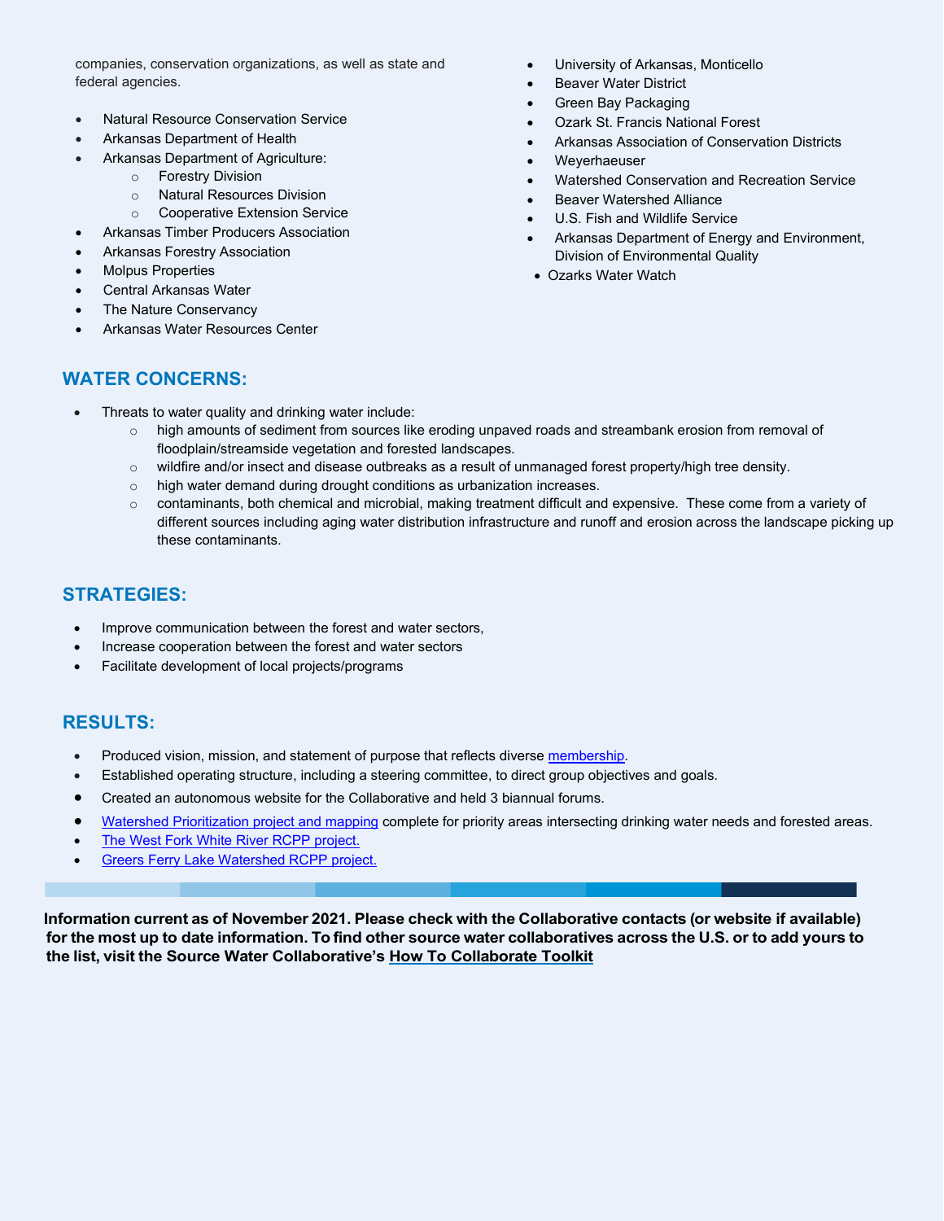companies, conservation organizations, as well as state and federal agencies.

- Natural Resource Conservation Service
- Arkansas Department of Health
- Arkansas Department of Agriculture:
  - Forestry Division
  - Natural Resources Division
  - Cooperative Extension Service
- Arkansas Timber Producers Association
- Arkansas Forestry Association
- Molpus Properties
- Central Arkansas Water
- The Nature Conservancy
- Arkansas Water Resources Center
- University of Arkansas, Monticello
- Beaver Water District
- Green Bay Packaging
- Ozark St. Francis National Forest
- Arkansas Association of Conservation Districts
- Weyerhaeuser
- Watershed Conservation and Recreation Service
- Beaver Watershed Alliance
- U.S. Fish and Wildlife Service
- Arkansas Department of Energy and Environment, Division of Environmental Quality
- Ozarks Water Watch

## WATER CONCERNS:

- Threats to water quality and drinking water include:
  - high amounts of sediment from sources like eroding unpaved roads and streambank erosion from removal of floodplain/streamside vegetation and forested landscapes.
  - wildfire and/or insect and disease outbreaks as a result of unmanaged forest property/high tree density.
  - high water demand during drought conditions as urbanization increases.
  - contaminants, both chemical and microbial, making treatment difficult and expensive. These come from a variety of different sources including aging water distribution infrastructure and runoff and erosion across the landscape picking up these contaminants.

## STRATEGIES:

- Improve communication between the forest and water sectors,
- Increase cooperation between the forest and water sectors
- Facilitate development of local projects/programs

## RESULTS:

- Produced vision, mission, and statement of purpose that reflects diverse membership.
- Established operating structure, including a steering committee, to direct group objectives and goals.
- Created an autonomous website for the Collaborative and held 3 biannual forums.
- Watershed Prioritization project and mapping complete for priority areas intersecting drinking water needs and forested areas.
- The West Fork White River RCPP project.
- Greers Ferry Lake Watershed RCPP project.

**Information current as of November 2021. Please check with the Collaborative contacts (or website if available) for the most up to date information. To find other source water collaboratives across the U.S. or to add yours to the list, visit the Source Water Collaborative's How To Collaborate Toolkit**